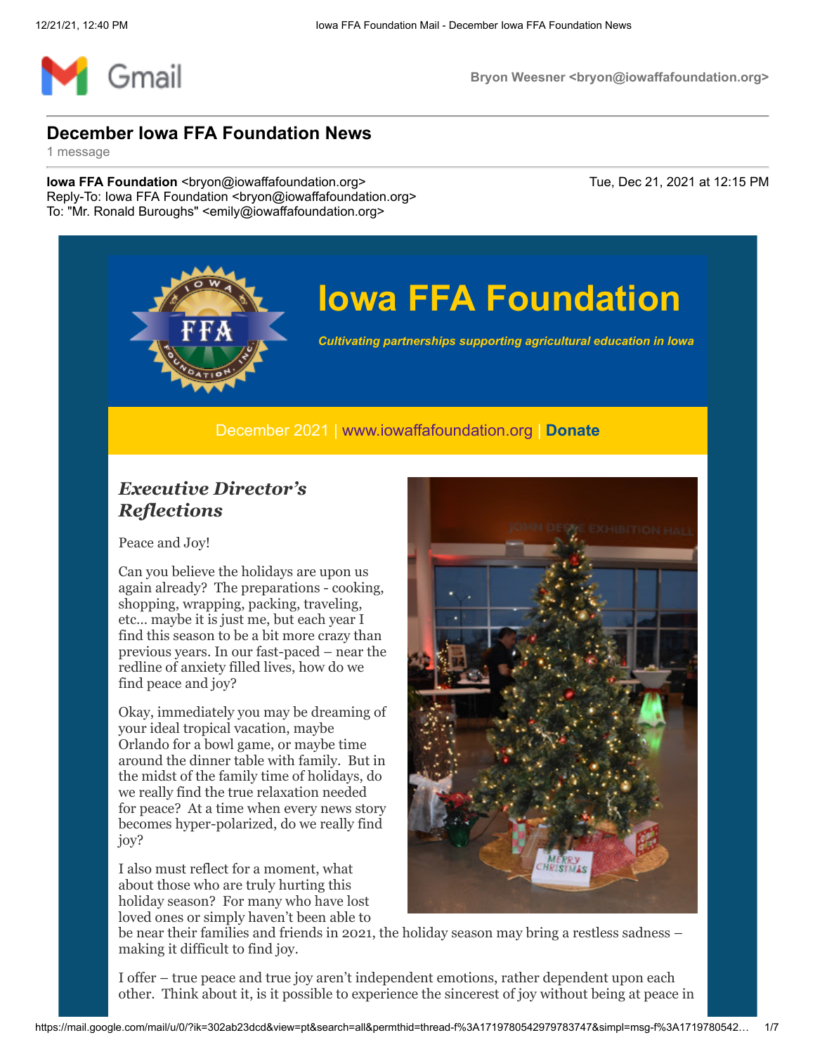Bryon Weesner <bryon@iowaffafoundation.org>

# December Iowa FFA Foundation News

1 message

**Iowa FFA Foundation** <bryon@iowaffafoundation.org> Tue, Dec 21, 2021 at 12:15 PM
Reply-To: Iowa FFA Foundation <bryon@iowaffafoundation.org>
To: "Mr. Ronald Buroughs" <emily@iowaffafoundation.org>

# Iowa FFA Foundation

*Cultivating partnerships supporting agricultural education in Iowa*

December 2021 | www.iowaffafoundation.org | **Donate**

## *Executive Director's Reflections*

Peace and Joy!

Can you believe the holidays are upon us again already? The preparations - cooking, shopping, wrapping, packing, traveling, etc... maybe it is just me, but each year I find this season to be a bit more crazy than previous years. In our fast-paced – near the redline of anxiety filled lives, how do we find peace and joy?

Okay, immediately you may be dreaming of your ideal tropical vacation, maybe Orlando for a bowl game, or maybe time around the dinner table with family. But in the midst of the family time of holidays, do we really find the true relaxation needed for peace? At a time when every news story becomes hyper-polarized, do we really find joy?

I also must reflect for a moment, what about those who are truly hurting this holiday season? For many who have lost loved ones or simply haven't been able to be near their families and friends in 2021, the holiday season may bring a restless sadness – making it difficult to find joy.

I offer – true peace and true joy aren't independent emotions, rather dependent upon each other. Think about it, is it possible to experience the sincerest of joy without being at peace in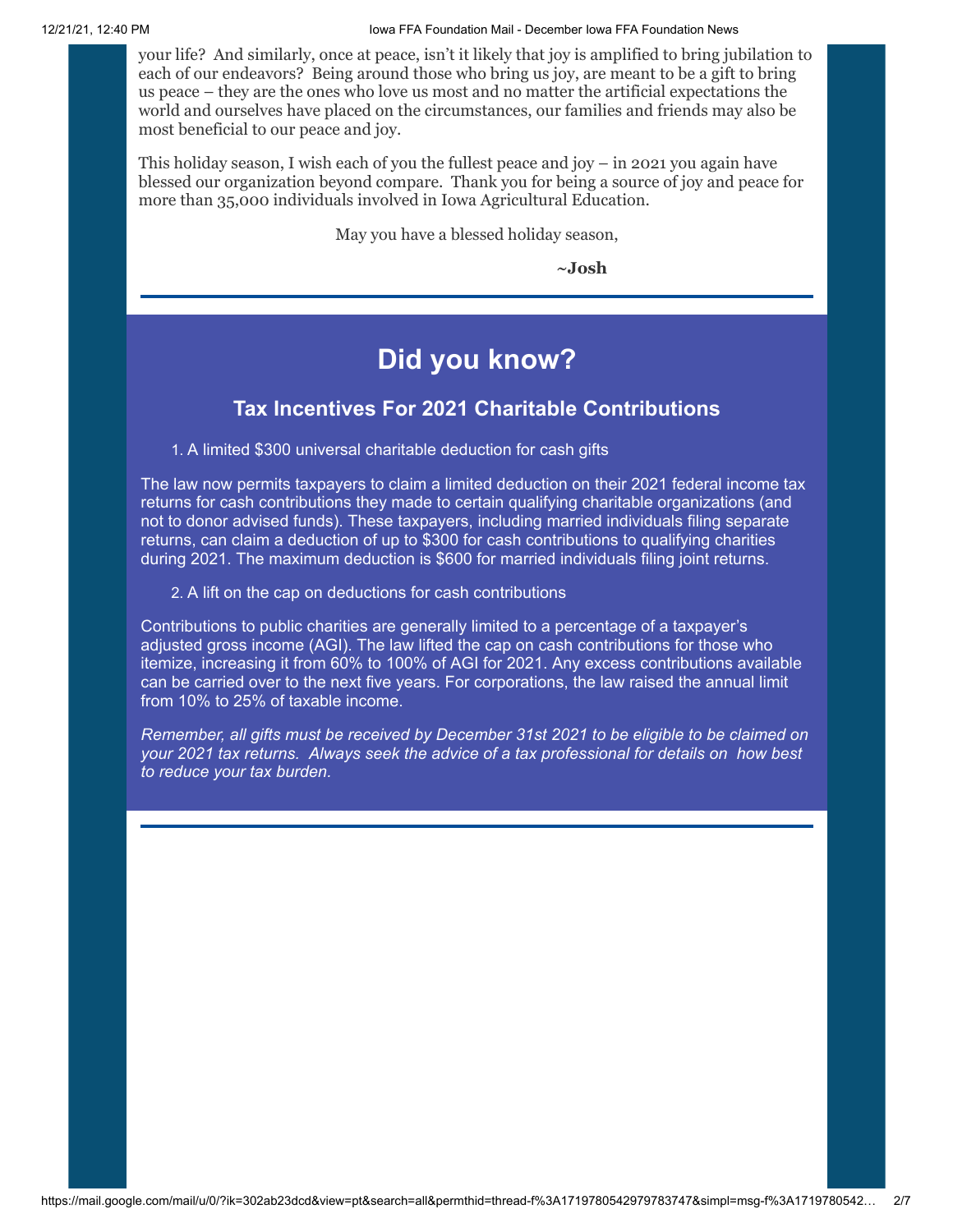your life? And similarly, once at peace, isn't it likely that joy is amplified to bring jubilation to each of our endeavors? Being around those who bring us joy, are meant to be a gift to bring us peace – they are the ones who love us most and no matter the artificial expectations the world and ourselves have placed on the circumstances, our families and friends may also be most beneficial to our peace and joy.

This holiday season, I wish each of you the fullest peace and joy – in 2021 you again have blessed our organization beyond compare. Thank you for being a source of joy and peace for more than 35,000 individuals involved in Iowa Agricultural Education.

May you have a blessed holiday season,

**~Josh**

---

# Did you know?

## Tax Incentives For 2021 Charitable Contributions

1. A limited $300 universal charitable deduction for cash gifts

The law now permits taxpayers to claim a limited deduction on their 2021 federal income tax returns for cash contributions they made to certain qualifying charitable organizations (and not to donor advised funds). These taxpayers, including married individuals filing separate returns, can claim a deduction of up to $300 for cash contributions to qualifying charities during 2021. The maximum deduction is $600 for married individuals filing joint returns.

2. A lift on the cap on deductions for cash contributions

Contributions to public charities are generally limited to a percentage of a taxpayer's adjusted gross income (AGI). The law lifted the cap on cash contributions for those who itemize, increasing it from 60% to 100% of AGI for 2021. Any excess contributions available can be carried over to the next five years. For corporations, the law raised the annual limit from 10% to 25% of taxable income.

*Remember, all gifts must be received by December 31st 2021 to be eligible to be claimed on your 2021 tax returns. Always seek the advice of a tax professional for details on how best to reduce your tax burden.*

---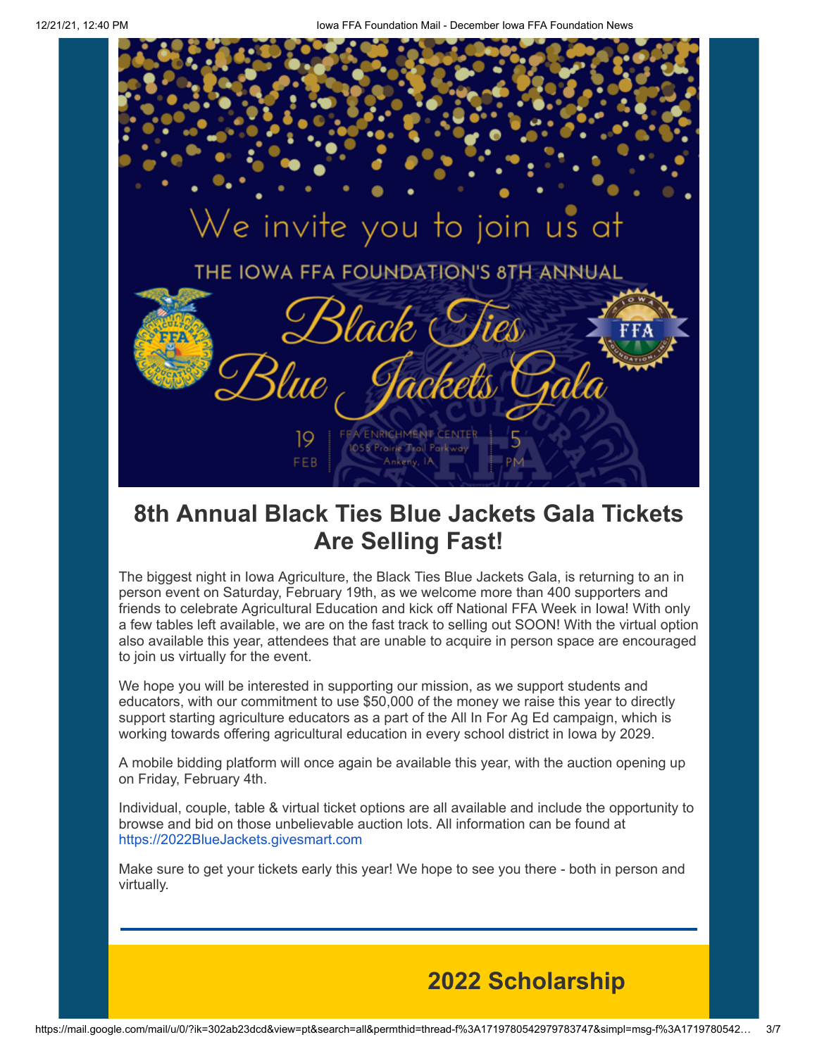We invite you to join us at

THE IOWA FFA FOUNDATION'S 8TH ANNUAL

Black Ties Blue Jackets Gala

19 FEB | FFA ENRICHMENT CENTER 1055 Prairie Trail Parkway Ankeny, IA | 5 PM

## 8th Annual Black Ties Blue Jackets Gala Tickets Are Selling Fast!

The biggest night in Iowa Agriculture, the Black Ties Blue Jackets Gala, is returning to an in person event on Saturday, February 19th, as we welcome more than 400 supporters and friends to celebrate Agricultural Education and kick off National FFA Week in Iowa! With only a few tables left available, we are on the fast track to selling out SOON! With the virtual option also available this year, attendees that are unable to acquire in person space are encouraged to join us virtually for the event.

We hope you will be interested in supporting our mission, as we support students and educators, with our commitment to use $50,000 of the money we raise this year to directly support starting agriculture educators as a part of the All In For Ag Ed campaign, which is working towards offering agricultural education in every school district in Iowa by 2029.

A mobile bidding platform will once again be available this year, with the auction opening up on Friday, February 4th.

Individual, couple, table & virtual ticket options are all available and include the opportunity to browse and bid on those unbelievable auction lots. All information can be found at https://2022BlueJackets.givesmart.com

Make sure to get your tickets early this year! We hope to see you there - both in person and virtually.

---

## 2022 Scholarship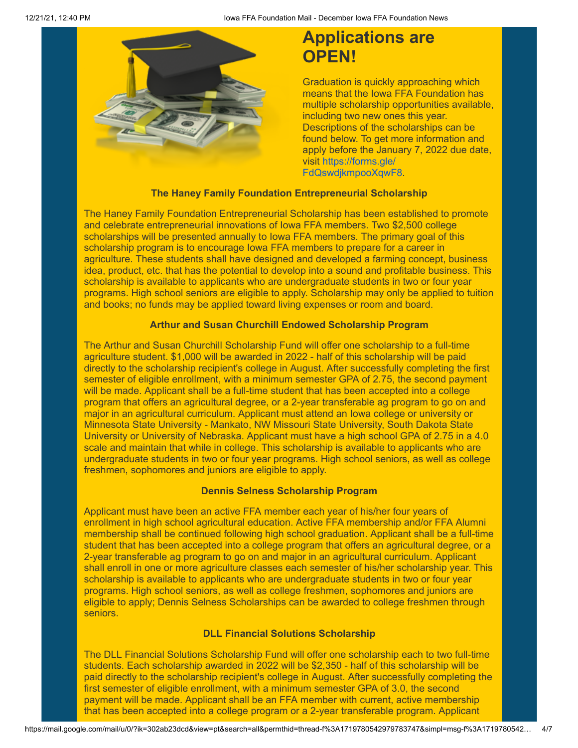## Applications are OPEN!

Graduation is quickly approaching which means that the Iowa FFA Foundation has multiple scholarship opportunities available, including two new ones this year. Descriptions of the scholarships can be found below. To get more information and apply before the January 7, 2022 due date, visit https://forms.gle/FdQswdjkmpooXqwF8.

**The Haney Family Foundation Entrepreneurial Scholarship**

The Haney Family Foundation Entrepreneurial Scholarship has been established to promote and celebrate entrepreneurial innovations of Iowa FFA members. Two $2,500 college scholarships will be presented annually to Iowa FFA members. The primary goal of this scholarship program is to encourage Iowa FFA members to prepare for a career in agriculture. These students shall have designed and developed a farming concept, business idea, product, etc. that has the potential to develop into a sound and profitable business. This scholarship is available to applicants who are undergraduate students in two or four year programs. High school seniors are eligible to apply. Scholarship may only be applied to tuition and books; no funds may be applied toward living expenses or room and board.

**Arthur and Susan Churchill Endowed Scholarship Program**

The Arthur and Susan Churchill Scholarship Fund will offer one scholarship to a full-time agriculture student. $1,000 will be awarded in 2022 - half of this scholarship will be paid directly to the scholarship recipient's college in August. After successfully completing the first semester of eligible enrollment, with a minimum semester GPA of 2.75, the second payment will be made. Applicant shall be a full-time student that has been accepted into a college program that offers an agricultural degree, or a 2-year transferable ag program to go on and major in an agricultural curriculum. Applicant must attend an Iowa college or university or Minnesota State University - Mankato, NW Missouri State University, South Dakota State University or University of Nebraska. Applicant must have a high school GPA of 2.75 in a 4.0 scale and maintain that while in college. This scholarship is available to applicants who are undergraduate students in two or four year programs. High school seniors, as well as college freshmen, sophomores and juniors are eligible to apply.

**Dennis Selness Scholarship Program**

Applicant must have been an active FFA member each year of his/her four years of enrollment in high school agricultural education. Active FFA membership and/or FFA Alumni membership shall be continued following high school graduation. Applicant shall be a full-time student that has been accepted into a college program that offers an agricultural degree, or a 2-year transferable ag program to go on and major in an agricultural curriculum. Applicant shall enroll in one or more agriculture classes each semester of his/her scholarship year. This scholarship is available to applicants who are undergraduate students in two or four year programs. High school seniors, as well as college freshmen, sophomores and juniors are eligible to apply; Dennis Selness Scholarships can be awarded to college freshmen through seniors.

**DLL Financial Solutions Scholarship**

The DLL Financial Solutions Scholarship Fund will offer one scholarship each to two full-time students. Each scholarship awarded in 2022 will be $2,350 - half of this scholarship will be paid directly to the scholarship recipient's college in August. After successfully completing the first semester of eligible enrollment, with a minimum semester GPA of 3.0, the second payment will be made. Applicant shall be an FFA member with current, active membership that has been accepted into a college program or a 2-year transferable program. Applicant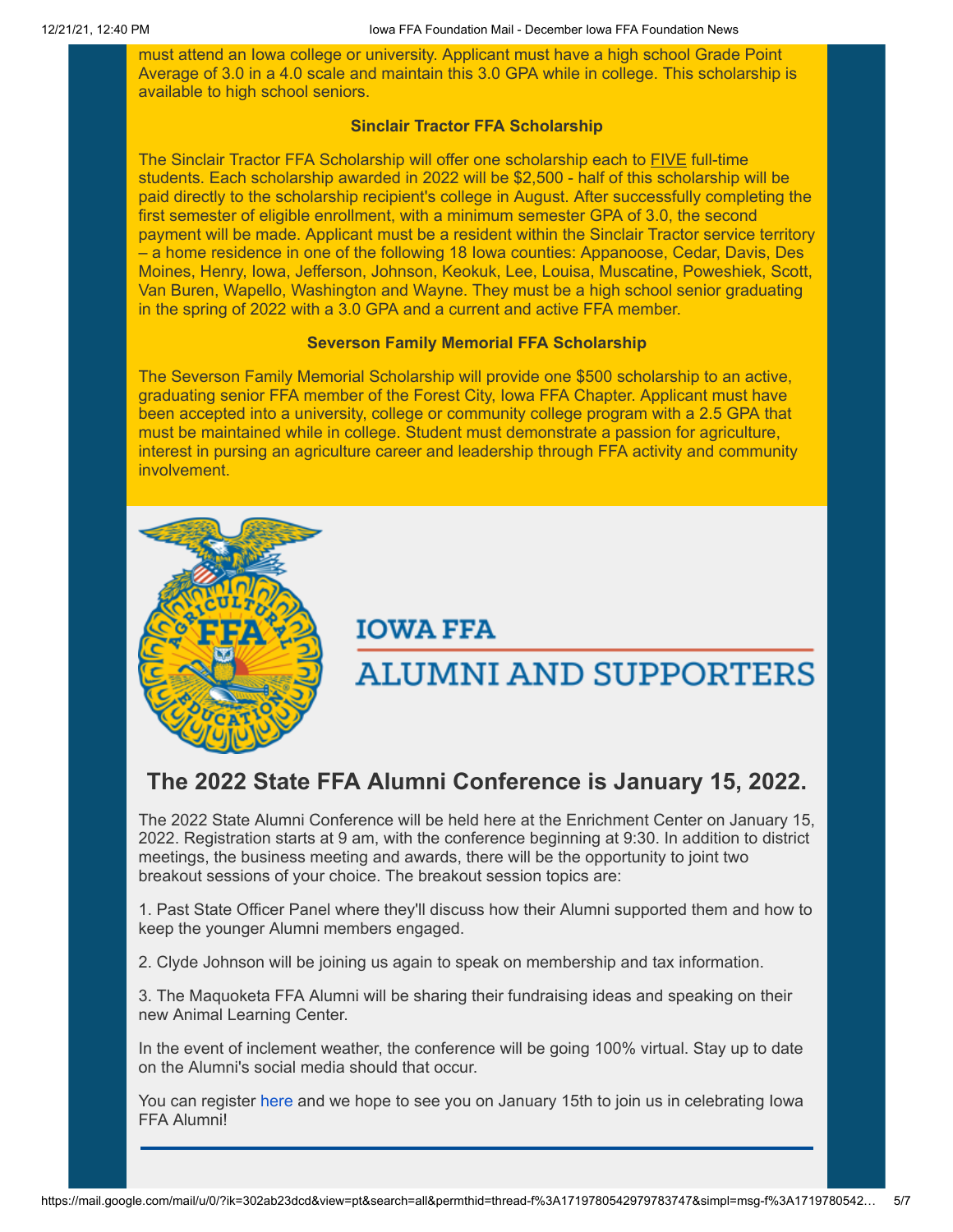must attend an Iowa college or university. Applicant must have a high school Grade Point Average of 3.0 in a 4.0 scale and maintain this 3.0 GPA while in college. This scholarship is available to high school seniors.

**Sinclair Tractor FFA Scholarship**

The Sinclair Tractor FFA Scholarship will offer one scholarship each to FIVE full-time students. Each scholarship awarded in 2022 will be $2,500 - half of this scholarship will be paid directly to the scholarship recipient's college in August. After successfully completing the first semester of eligible enrollment, with a minimum semester GPA of 3.0, the second payment will be made. Applicant must be a resident within the Sinclair Tractor service territory – a home residence in one of the following 18 Iowa counties: Appanoose, Cedar, Davis, Des Moines, Henry, Iowa, Jefferson, Johnson, Keokuk, Lee, Louisa, Muscatine, Poweshiek, Scott, Van Buren, Wapello, Washington and Wayne. They must be a high school senior graduating in the spring of 2022 with a 3.0 GPA and a current and active FFA member.

**Severson Family Memorial FFA Scholarship**

The Severson Family Memorial Scholarship will provide one $500 scholarship to an active, graduating senior FFA member of the Forest City, Iowa FFA Chapter. Applicant must have been accepted into a university, college or community college program with a 2.5 GPA that must be maintained while in college. Student must demonstrate a passion for agriculture, interest in pursing an agriculture career and leadership through FFA activity and community involvement.

IOWA FFA

ALUMNI AND SUPPORTERS

## The 2022 State FFA Alumni Conference is January 15, 2022.

The 2022 State Alumni Conference will be held here at the Enrichment Center on January 15, 2022. Registration starts at 9 am, with the conference beginning at 9:30. In addition to district meetings, the business meeting and awards, there will be the opportunity to joint two breakout sessions of your choice. The breakout session topics are:

1. Past State Officer Panel where they'll discuss how their Alumni supported them and how to keep the younger Alumni members engaged.

2. Clyde Johnson will be joining us again to speak on membership and tax information.

3. The Maquoketa FFA Alumni will be sharing their fundraising ideas and speaking on their new Animal Learning Center.

In the event of inclement weather, the conference will be going 100% virtual. Stay up to date on the Alumni's social media should that occur.

You can register here and we hope to see you on January 15th to join us in celebrating Iowa FFA Alumni!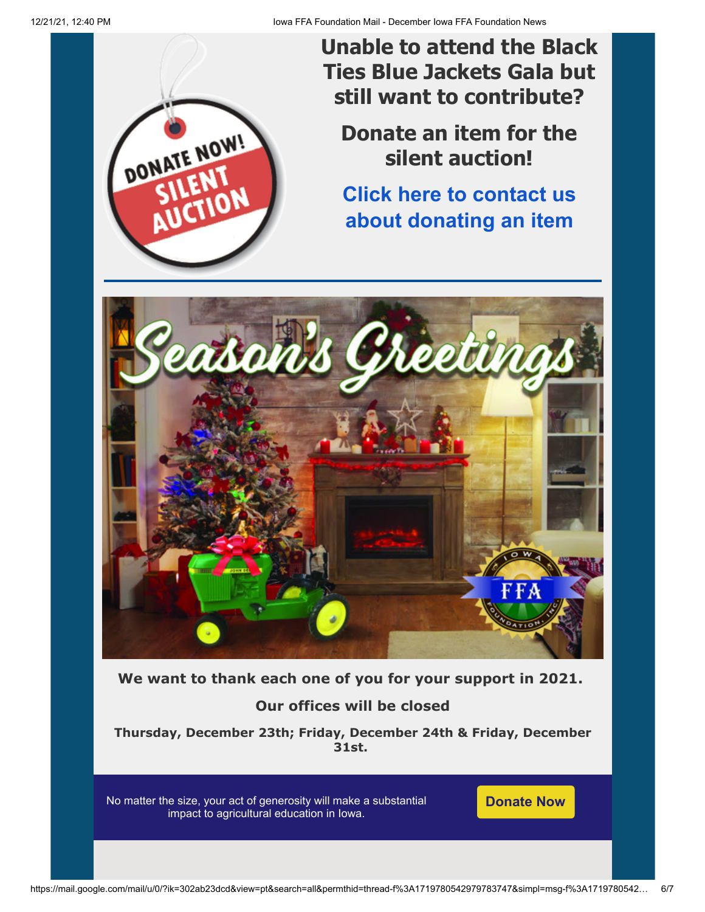## Unable to attend the Black Ties Blue Jackets Gala but still want to contribute?

## Donate an item for the silent auction!

## Click here to contact us about donating an item

---

**We want to thank each one of you for your support in 2021.**

**Our offices will be closed**

**Thursday, December 23th; Friday, December 24th & Friday, December 31st.**

No matter the size, your act of generosity will make a substantial impact to agricultural education in Iowa.

**Donate Now**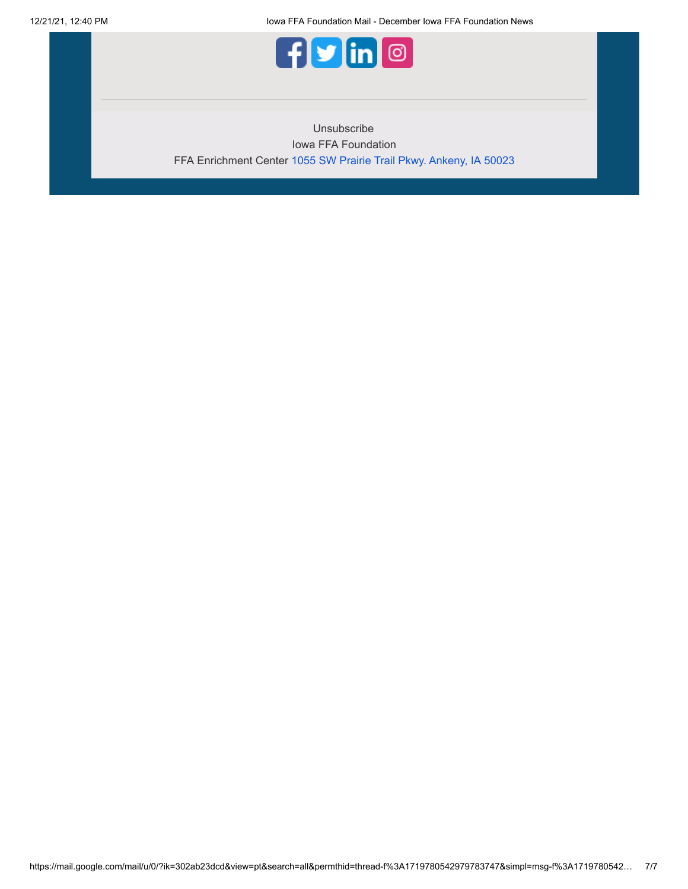Unsubscribe

Iowa FFA Foundation

FFA Enrichment Center 1055 SW Prairie Trail Pkwy. Ankeny, IA 50023